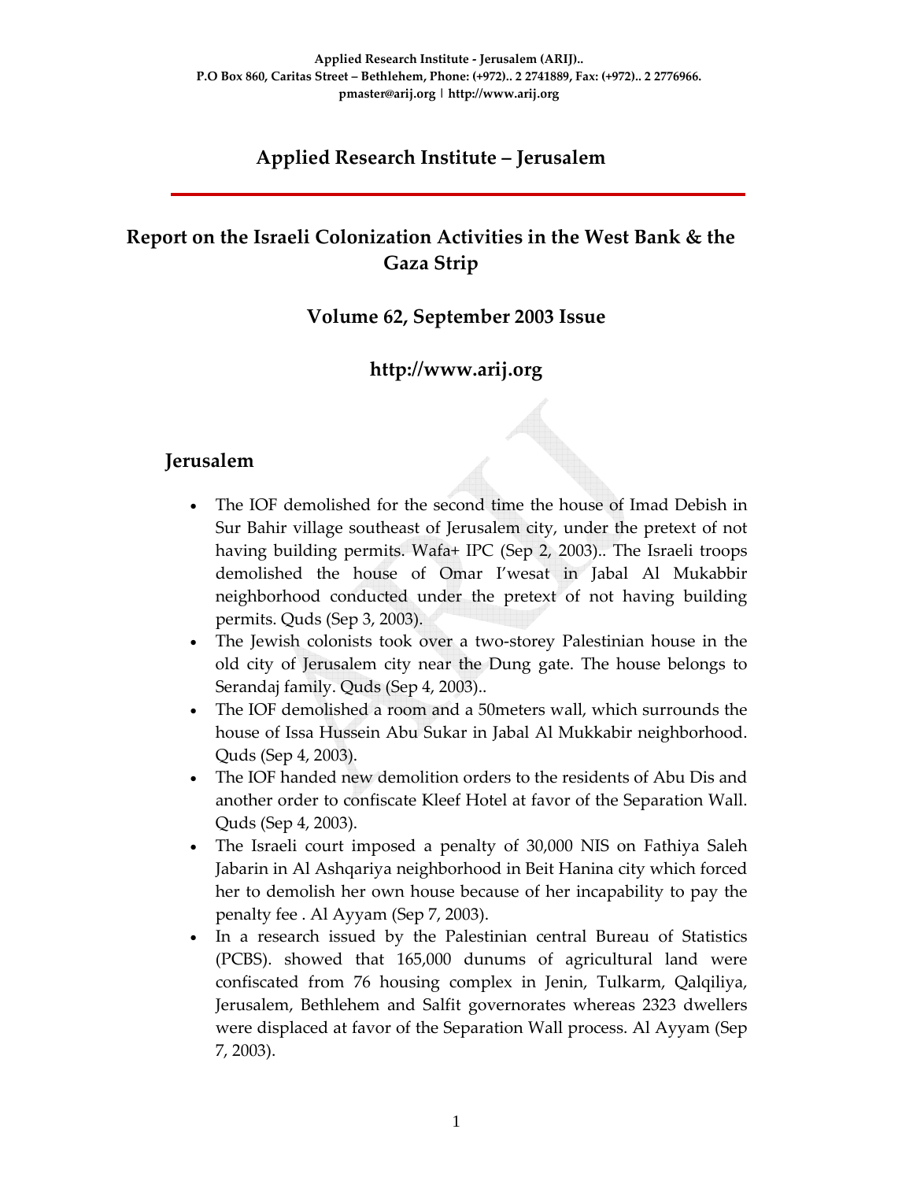Applied Research Institute - Jerusalem (ARIJ)..
P.O Box 860, Caritas Street – Bethlehem, Phone: (+972).. 2 2741889, Fax: (+972).. 2 2776966.
pmaster@arij.org | http://www.arij.org

# Applied Research Institute – Jerusalem

## Report on the Israeli Colonization Activities in the West Bank & the Gaza Strip

### Volume 62, September 2003 Issue

### http://www.arij.org

## Jerusalem

- The IOF demolished for the second time the house of Imad Debish in Sur Bahir village southeast of Jerusalem city, under the pretext of not having building permits. Wafa+ IPC (Sep 2, 2003).. The Israeli troops demolished the house of Omar I'wesat in Jabal Al Mukabbir neighborhood conducted under the pretext of not having building permits. Quds (Sep 3, 2003).
- The Jewish colonists took over a two-storey Palestinian house in the old city of Jerusalem city near the Dung gate. The house belongs to Serandaj family. Quds (Sep 4, 2003)..
- The IOF demolished a room and a 50meters wall, which surrounds the house of Issa Hussein Abu Sukar in Jabal Al Mukkabir neighborhood. Quds (Sep 4, 2003).
- The IOF handed new demolition orders to the residents of Abu Dis and another order to confiscate Kleef Hotel at favor of the Separation Wall. Quds (Sep 4, 2003).
- The Israeli court imposed a penalty of 30,000 NIS on Fathiya Saleh Jabarin in Al Ashqariya neighborhood in Beit Hanina city which forced her to demolish her own house because of her incapability to pay the penalty fee . Al Ayyam (Sep 7, 2003).
- In a research issued by the Palestinian central Bureau of Statistics (PCBS). showed that 165,000 dunums of agricultural land were confiscated from 76 housing complex in Jenin, Tulkarm, Qalqiliya, Jerusalem, Bethlehem and Salfit governorates whereas 2323 dwellers were displaced at favor of the Separation Wall process. Al Ayyam (Sep 7, 2003).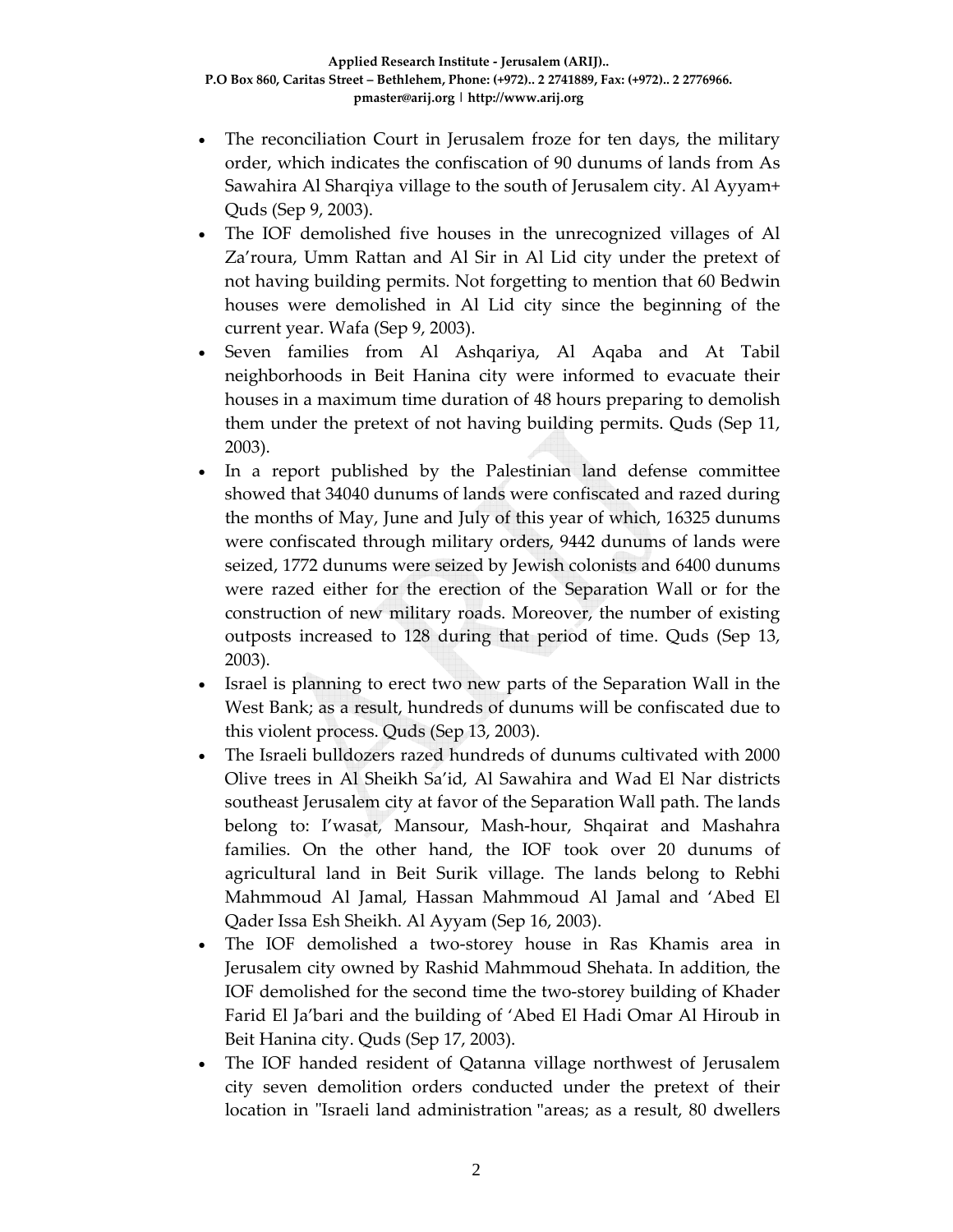- The reconciliation Court in Jerusalem froze for ten days, the military order, which indicates the confiscation of 90 dunums of lands from As Sawahira Al Sharqiya village to the south of Jerusalem city. Al Ayyam+ Quds (Sep 9, 2003).
- The IOF demolished five houses in the unrecognized villages of Al Za'roura, Umm Rattan and Al Sir in Al Lid city under the pretext of not having building permits. Not forgetting to mention that 60 Bedwin houses were demolished in Al Lid city since the beginning of the current year. Wafa (Sep 9, 2003).
- Seven families from Al Ashqariya, Al Aqaba and At Tabil neighborhoods in Beit Hanina city were informed to evacuate their houses in a maximum time duration of 48 hours preparing to demolish them under the pretext of not having building permits. Quds (Sep 11, 2003).
- In a report published by the Palestinian land defense committee showed that 34040 dunums of lands were confiscated and razed during the months of May, June and July of this year of which, 16325 dunums were confiscated through military orders, 9442 dunums of lands were seized, 1772 dunums were seized by Jewish colonists and 6400 dunums were razed either for the erection of the Separation Wall or for the construction of new military roads. Moreover, the number of existing outposts increased to 128 during that period of time. Quds (Sep 13, 2003).
- Israel is planning to erect two new parts of the Separation Wall in the West Bank; as a result, hundreds of dunums will be confiscated due to this violent process. Quds (Sep 13, 2003).
- The Israeli bulldozers razed hundreds of dunums cultivated with 2000 Olive trees in Al Sheikh Sa'id, Al Sawahira and Wad El Nar districts southeast Jerusalem city at favor of the Separation Wall path. The lands belong to: I'wasat, Mansour, Mash-hour, Shqairat and Mashahra families. On the other hand, the IOF took over 20 dunums of agricultural land in Beit Surik village. The lands belong to Rebhi Mahmmoud Al Jamal, Hassan Mahmmoud Al Jamal and 'Abed El Qader Issa Esh Sheikh. Al Ayyam (Sep 16, 2003).
- The IOF demolished a two-storey house in Ras Khamis area in Jerusalem city owned by Rashid Mahmmoud Shehata. In addition, the IOF demolished for the second time the two-storey building of Khader Farid El Ja'bari and the building of 'Abed El Hadi Omar Al Hiroub in Beit Hanina city. Quds (Sep 17, 2003).
- The IOF handed resident of Qatanna village northwest of Jerusalem city seven demolition orders conducted under the pretext of their location in "Israeli land administration "areas; as a result, 80 dwellers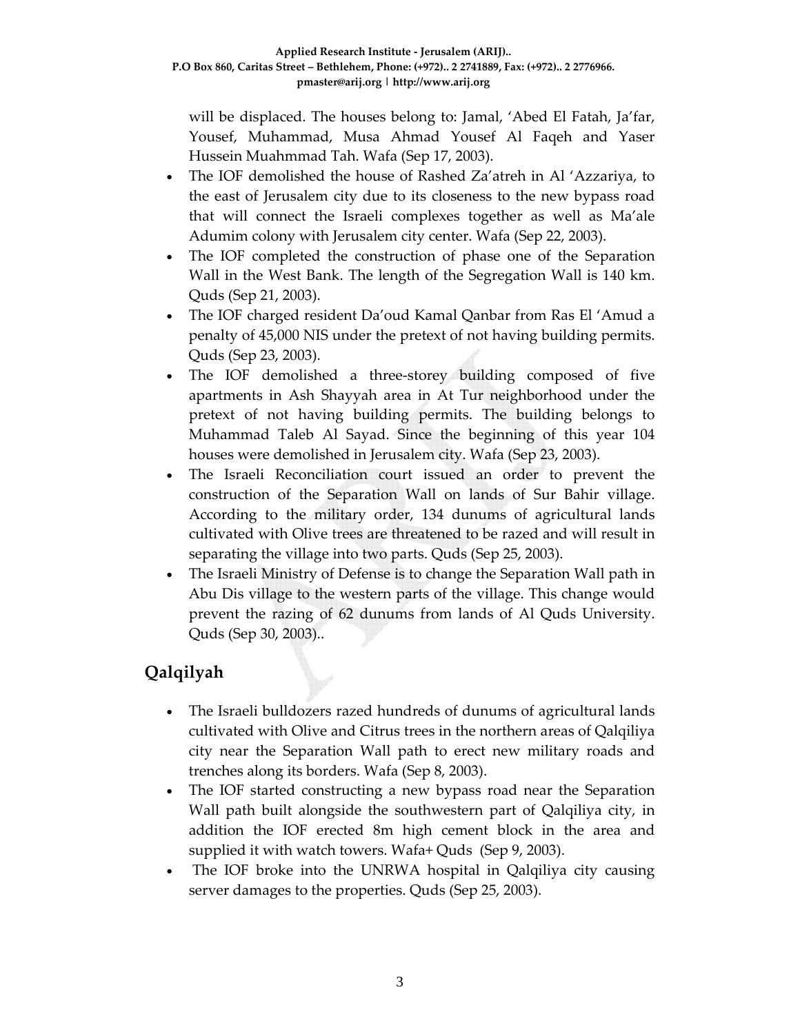will be displaced. The houses belong to: Jamal, 'Abed El Fatah, Ja'far, Yousef, Muhammad, Musa Ahmad Yousef Al Faqeh and Yaser Hussein Muahmmad Tah. Wafa (Sep 17, 2003).

- The IOF demolished the house of Rashed Za'atreh in Al 'Azzariya, to the east of Jerusalem city due to its closeness to the new bypass road that will connect the Israeli complexes together as well as Ma'ale Adumim colony with Jerusalem city center. Wafa (Sep 22, 2003).
- The IOF completed the construction of phase one of the Separation Wall in the West Bank. The length of the Segregation Wall is 140 km. Quds (Sep 21, 2003).
- The IOF charged resident Da'oud Kamal Qanbar from Ras El 'Amud a penalty of 45,000 NIS under the pretext of not having building permits. Quds (Sep 23, 2003).
- The IOF demolished a three-storey building composed of five apartments in Ash Shayyah area in At Tur neighborhood under the pretext of not having building permits. The building belongs to Muhammad Taleb Al Sayad. Since the beginning of this year 104 houses were demolished in Jerusalem city. Wafa (Sep 23, 2003).
- The Israeli Reconciliation court issued an order to prevent the construction of the Separation Wall on lands of Sur Bahir village. According to the military order, 134 dunums of agricultural lands cultivated with Olive trees are threatened to be razed and will result in separating the village into two parts. Quds (Sep 25, 2003).
- The Israeli Ministry of Defense is to change the Separation Wall path in Abu Dis village to the western parts of the village. This change would prevent the razing of 62 dunums from lands of Al Quds University. Quds (Sep 30, 2003)..

## Qalqilyah

- The Israeli bulldozers razed hundreds of dunums of agricultural lands cultivated with Olive and Citrus trees in the northern areas of Qalqiliya city near the Separation Wall path to erect new military roads and trenches along its borders. Wafa (Sep 8, 2003).
- The IOF started constructing a new bypass road near the Separation Wall path built alongside the southwestern part of Qalqiliya city, in addition the IOF erected 8m high cement block in the area and supplied it with watch towers. Wafa+ Quds (Sep 9, 2003).
- The IOF broke into the UNRWA hospital in Qalqiliya city causing server damages to the properties. Quds (Sep 25, 2003).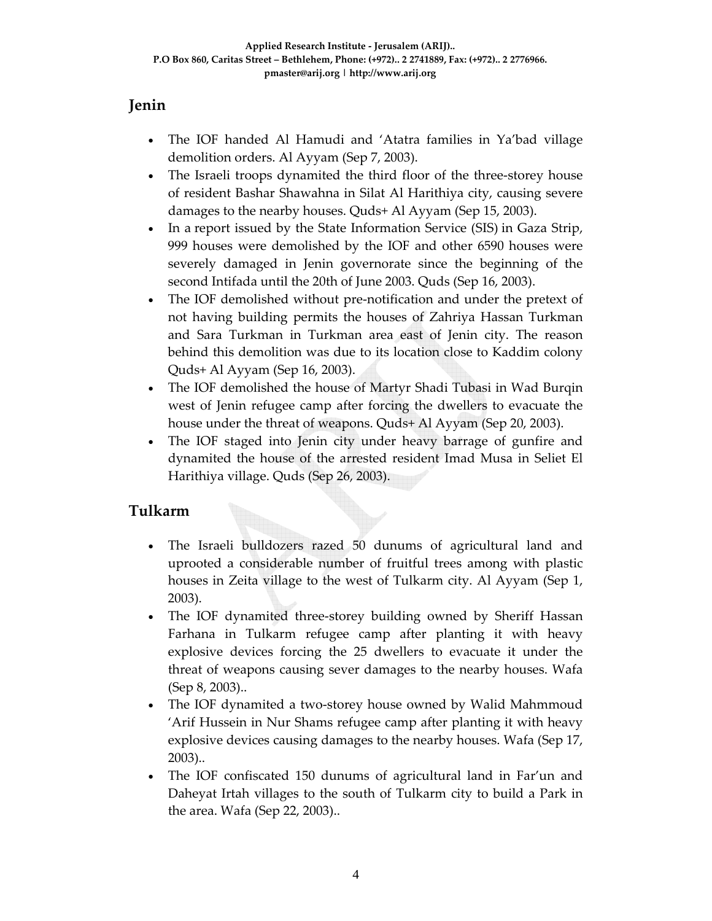## Jenin

- The IOF handed Al Hamudi and 'Atatra families in Ya'bad village demolition orders. Al Ayyam (Sep 7, 2003).
- The Israeli troops dynamited the third floor of the three-storey house of resident Bashar Shawahna in Silat Al Harithiya city, causing severe damages to the nearby houses. Quds+ Al Ayyam (Sep 15, 2003).
- In a report issued by the State Information Service (SIS) in Gaza Strip, 999 houses were demolished by the IOF and other 6590 houses were severely damaged in Jenin governorate since the beginning of the second Intifada until the 20th of June 2003. Quds (Sep 16, 2003).
- The IOF demolished without pre-notification and under the pretext of not having building permits the houses of Zahriya Hassan Turkman and Sara Turkman in Turkman area east of Jenin city. The reason behind this demolition was due to its location close to Kaddim colony Quds+ Al Ayyam (Sep 16, 2003).
- The IOF demolished the house of Martyr Shadi Tubasi in Wad Burqin west of Jenin refugee camp after forcing the dwellers to evacuate the house under the threat of weapons. Quds+ Al Ayyam (Sep 20, 2003).
- The IOF staged into Jenin city under heavy barrage of gunfire and dynamited the house of the arrested resident Imad Musa in Seliet El Harithiya village. Quds (Sep 26, 2003).

## Tulkarm

- The Israeli bulldozers razed 50 dunums of agricultural land and uprooted a considerable number of fruitful trees among with plastic houses in Zeita village to the west of Tulkarm city. Al Ayyam (Sep 1, 2003).
- The IOF dynamited three-storey building owned by Sheriff Hassan Farhana in Tulkarm refugee camp after planting it with heavy explosive devices forcing the 25 dwellers to evacuate it under the threat of weapons causing sever damages to the nearby houses. Wafa (Sep 8, 2003)..
- The IOF dynamited a two-storey house owned by Walid Mahmmoud 'Arif Hussein in Nur Shams refugee camp after planting it with heavy explosive devices causing damages to the nearby houses. Wafa (Sep 17, 2003)..
- The IOF confiscated 150 dunums of agricultural land in Far'un and Daheyat Irtah villages to the south of Tulkarm city to build a Park in the area. Wafa (Sep 22, 2003)..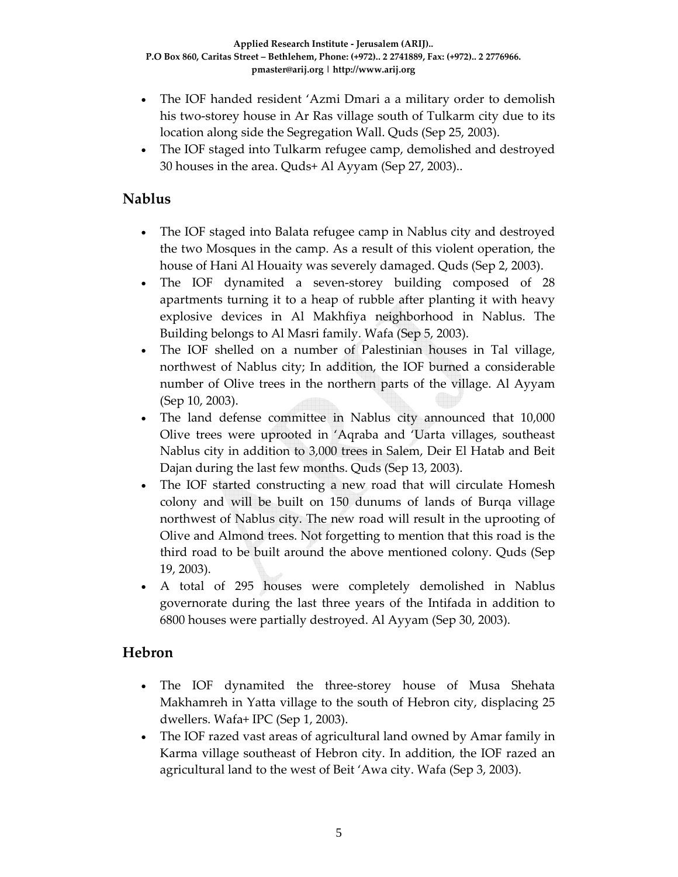- The IOF handed resident 'Azmi Dmari a a military order to demolish his two-storey house in Ar Ras village south of Tulkarm city due to its location along side the Segregation Wall. Quds (Sep 25, 2003).
- The IOF staged into Tulkarm refugee camp, demolished and destroyed 30 houses in the area. Quds+ Al Ayyam (Sep 27, 2003)..

## Nablus

- The IOF staged into Balata refugee camp in Nablus city and destroyed the two Mosques in the camp. As a result of this violent operation, the house of Hani Al Houaity was severely damaged. Quds (Sep 2, 2003).
- The IOF dynamited a seven-storey building composed of 28 apartments turning it to a heap of rubble after planting it with heavy explosive devices in Al Makhfiya neighborhood in Nablus. The Building belongs to Al Masri family. Wafa (Sep 5, 2003).
- The IOF shelled on a number of Palestinian houses in Tal village, northwest of Nablus city; In addition, the IOF burned a considerable number of Olive trees in the northern parts of the village. Al Ayyam (Sep 10, 2003).
- The land defense committee in Nablus city announced that 10,000 Olive trees were uprooted in 'Aqraba and 'Uarta villages, southeast Nablus city in addition to 3,000 trees in Salem, Deir El Hatab and Beit Dajan during the last few months. Quds (Sep 13, 2003).
- The IOF started constructing a new road that will circulate Homesh colony and will be built on 150 dunums of lands of Burqa village northwest of Nablus city. The new road will result in the uprooting of Olive and Almond trees. Not forgetting to mention that this road is the third road to be built around the above mentioned colony. Quds (Sep 19, 2003).
- A total of 295 houses were completely demolished in Nablus governorate during the last three years of the Intifada in addition to 6800 houses were partially destroyed. Al Ayyam (Sep 30, 2003).

## Hebron

- The IOF dynamited the three-storey house of Musa Shehata Makhamreh in Yatta village to the south of Hebron city, displacing 25 dwellers. Wafa+ IPC (Sep 1, 2003).
- The IOF razed vast areas of agricultural land owned by Amar family in Karma village southeast of Hebron city. In addition, the IOF razed an agricultural land to the west of Beit 'Awa city. Wafa (Sep 3, 2003).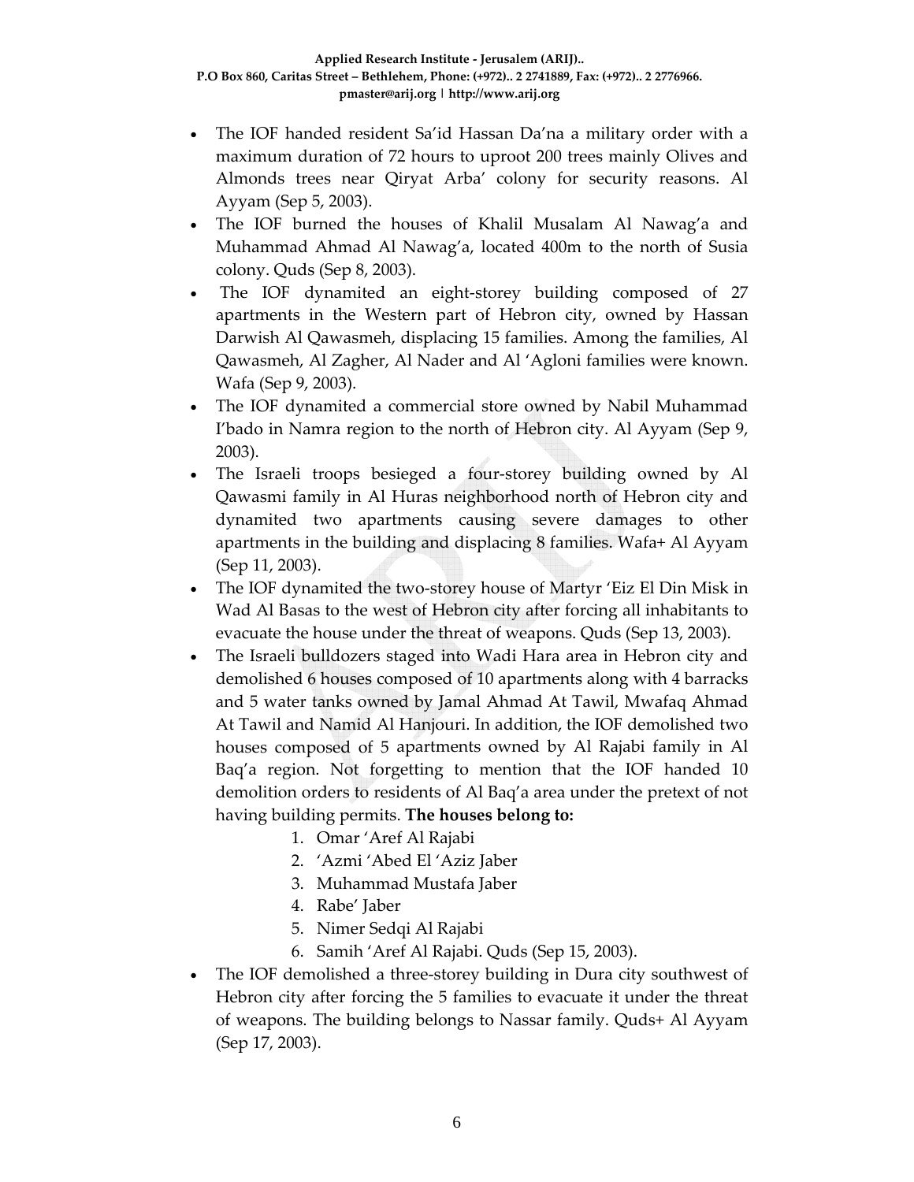- The IOF handed resident Sa'id Hassan Da'na a military order with a maximum duration of 72 hours to uproot 200 trees mainly Olives and Almonds trees near Qiryat Arba' colony for security reasons. Al Ayyam (Sep 5, 2003).
- The IOF burned the houses of Khalil Musalam Al Nawag'a and Muhammad Ahmad Al Nawag'a, located 400m to the north of Susia colony. Quds (Sep 8, 2003).
- The IOF dynamited an eight-storey building composed of 27 apartments in the Western part of Hebron city, owned by Hassan Darwish Al Qawasmeh, displacing 15 families. Among the families, Al Qawasmeh, Al Zagher, Al Nader and Al 'Agloni families were known. Wafa (Sep 9, 2003).
- The IOF dynamited a commercial store owned by Nabil Muhammad I'bado in Namra region to the north of Hebron city. Al Ayyam (Sep 9, 2003).
- The Israeli troops besieged a four-storey building owned by Al Qawasmi family in Al Huras neighborhood north of Hebron city and dynamited two apartments causing severe damages to other apartments in the building and displacing 8 families. Wafa+ Al Ayyam (Sep 11, 2003).
- The IOF dynamited the two-storey house of Martyr 'Eiz El Din Misk in Wad Al Basas to the west of Hebron city after forcing all inhabitants to evacuate the house under the threat of weapons. Quds (Sep 13, 2003).
- The Israeli bulldozers staged into Wadi Hara area in Hebron city and demolished 6 houses composed of 10 apartments along with 4 barracks and 5 water tanks owned by Jamal Ahmad At Tawil, Mwafaq Ahmad At Tawil and Namid Al Hanjouri. In addition, the IOF demolished two houses composed of 5 apartments owned by Al Rajabi family in Al Baq'a region. Not forgetting to mention that the IOF handed 10 demolition orders to residents of Al Baq'a area under the pretext of not having building permits. **The houses belong to:**
    1. Omar 'Aref Al Rajabi
    2. 'Azmi 'Abed El 'Aziz Jaber
    3. Muhammad Mustafa Jaber
    4. Rabe' Jaber
    5. Nimer Sedqi Al Rajabi
    6. Samih 'Aref Al Rajabi. Quds (Sep 15, 2003).
- The IOF demolished a three-storey building in Dura city southwest of Hebron city after forcing the 5 families to evacuate it under the threat of weapons. The building belongs to Nassar family. Quds+ Al Ayyam (Sep 17, 2003).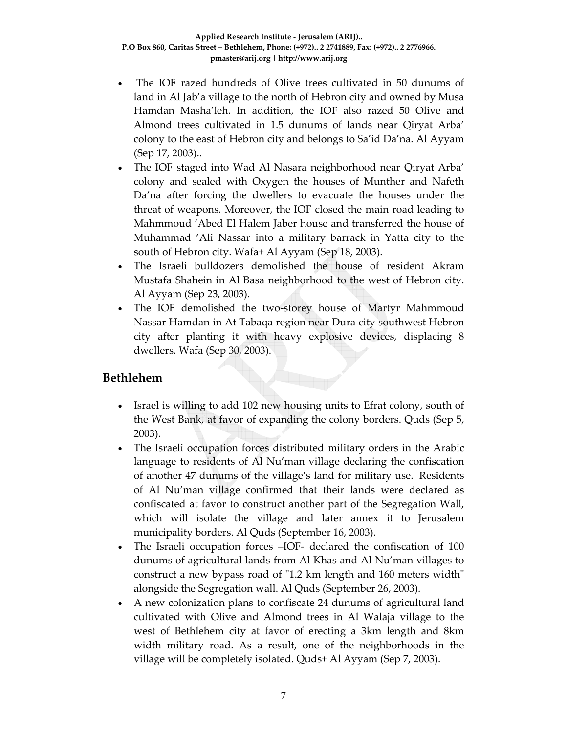- The IOF razed hundreds of Olive trees cultivated in 50 dunums of land in Al Jab'a village to the north of Hebron city and owned by Musa Hamdan Masha'leh. In addition, the IOF also razed 50 Olive and Almond trees cultivated in 1.5 dunums of lands near Qiryat Arba' colony to the east of Hebron city and belongs to Sa'id Da'na. Al Ayyam (Sep 17, 2003)..
- The IOF staged into Wad Al Nasara neighborhood near Qiryat Arba' colony and sealed with Oxygen the houses of Munther and Nafeth Da'na after forcing the dwellers to evacuate the houses under the threat of weapons. Moreover, the IOF closed the main road leading to Mahmmoud 'Abed El Halem Jaber house and transferred the house of Muhammad 'Ali Nassar into a military barrack in Yatta city to the south of Hebron city. Wafa+ Al Ayyam (Sep 18, 2003).
- The Israeli bulldozers demolished the house of resident Akram Mustafa Shahein in Al Basa neighborhood to the west of Hebron city. Al Ayyam (Sep 23, 2003).
- The IOF demolished the two-storey house of Martyr Mahmmoud Nassar Hamdan in At Tabaqa region near Dura city southwest Hebron city after planting it with heavy explosive devices, displacing 8 dwellers. Wafa (Sep 30, 2003).

## Bethlehem

- Israel is willing to add 102 new housing units to Efrat colony, south of the West Bank, at favor of expanding the colony borders. Quds (Sep 5, 2003).
- The Israeli occupation forces distributed military orders in the Arabic language to residents of Al Nu'man village declaring the confiscation of another 47 dunums of the village's land for military use. Residents of Al Nu'man village confirmed that their lands were declared as confiscated at favor to construct another part of the Segregation Wall, which will isolate the village and later annex it to Jerusalem municipality borders. Al Quds (September 16, 2003).
- The Israeli occupation forces –IOF- declared the confiscation of 100 dunums of agricultural lands from Al Khas and Al Nu'man villages to construct a new bypass road of "1.2 km length and 160 meters width" alongside the Segregation wall. Al Quds (September 26, 2003).
- A new colonization plans to confiscate 24 dunums of agricultural land cultivated with Olive and Almond trees in Al Walaja village to the west of Bethlehem city at favor of erecting a 3km length and 8km width military road. As a result, one of the neighborhoods in the village will be completely isolated. Quds+ Al Ayyam (Sep 7, 2003).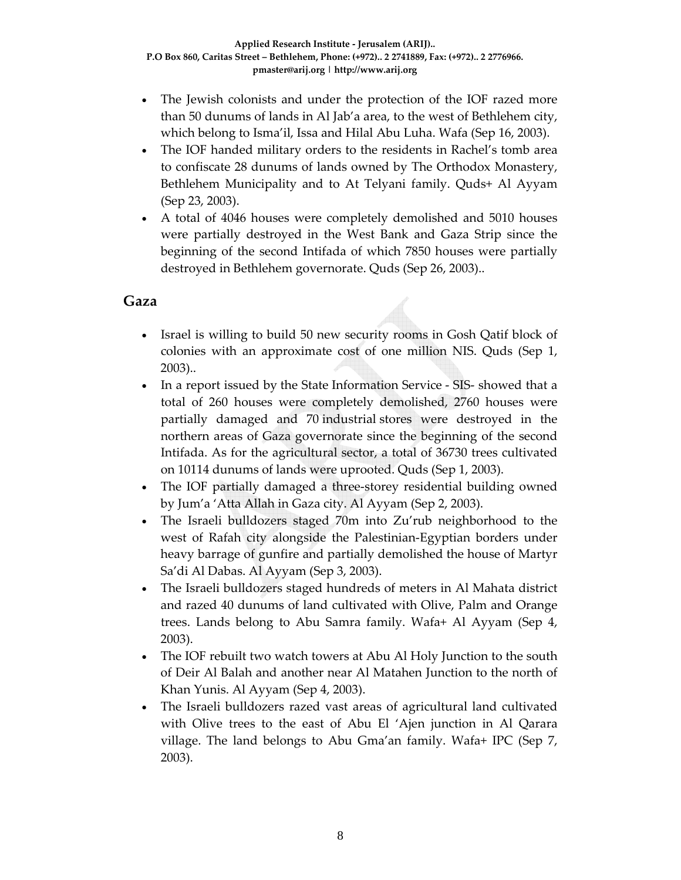- The Jewish colonists and under the protection of the IOF razed more than 50 dunums of lands in Al Jab'a area, to the west of Bethlehem city, which belong to Isma'il, Issa and Hilal Abu Luha. Wafa (Sep 16, 2003).
- The IOF handed military orders to the residents in Rachel's tomb area to confiscate 28 dunums of lands owned by The Orthodox Monastery, Bethlehem Municipality and to At Telyani family. Quds+ Al Ayyam (Sep 23, 2003).
- A total of 4046 houses were completely demolished and 5010 houses were partially destroyed in the West Bank and Gaza Strip since the beginning of the second Intifada of which 7850 houses were partially destroyed in Bethlehem governorate. Quds (Sep 26, 2003)..

## Gaza

- Israel is willing to build 50 new security rooms in Gosh Qatif block of colonies with an approximate cost of one million NIS. Quds (Sep 1, 2003)..
- In a report issued by the State Information Service - SIS- showed that a total of 260 houses were completely demolished, 2760 houses were partially damaged and 70 industrial stores were destroyed in the northern areas of Gaza governorate since the beginning of the second Intifada. As for the agricultural sector, a total of 36730 trees cultivated on 10114 dunums of lands were uprooted. Quds (Sep 1, 2003).
- The IOF partially damaged a three-storey residential building owned by Jum'a 'Atta Allah in Gaza city. Al Ayyam (Sep 2, 2003).
- The Israeli bulldozers staged 70m into Zu'rub neighborhood to the west of Rafah city alongside the Palestinian-Egyptian borders under heavy barrage of gunfire and partially demolished the house of Martyr Sa'di Al Dabas. Al Ayyam (Sep 3, 2003).
- The Israeli bulldozers staged hundreds of meters in Al Mahata district and razed 40 dunums of land cultivated with Olive, Palm and Orange trees. Lands belong to Abu Samra family. Wafa+ Al Ayyam (Sep 4, 2003).
- The IOF rebuilt two watch towers at Abu Al Holy Junction to the south of Deir Al Balah and another near Al Matahen Junction to the north of Khan Yunis. Al Ayyam (Sep 4, 2003).
- The Israeli bulldozers razed vast areas of agricultural land cultivated with Olive trees to the east of Abu El 'Ajen junction in Al Qarara village. The land belongs to Abu Gma'an family. Wafa+ IPC (Sep 7, 2003).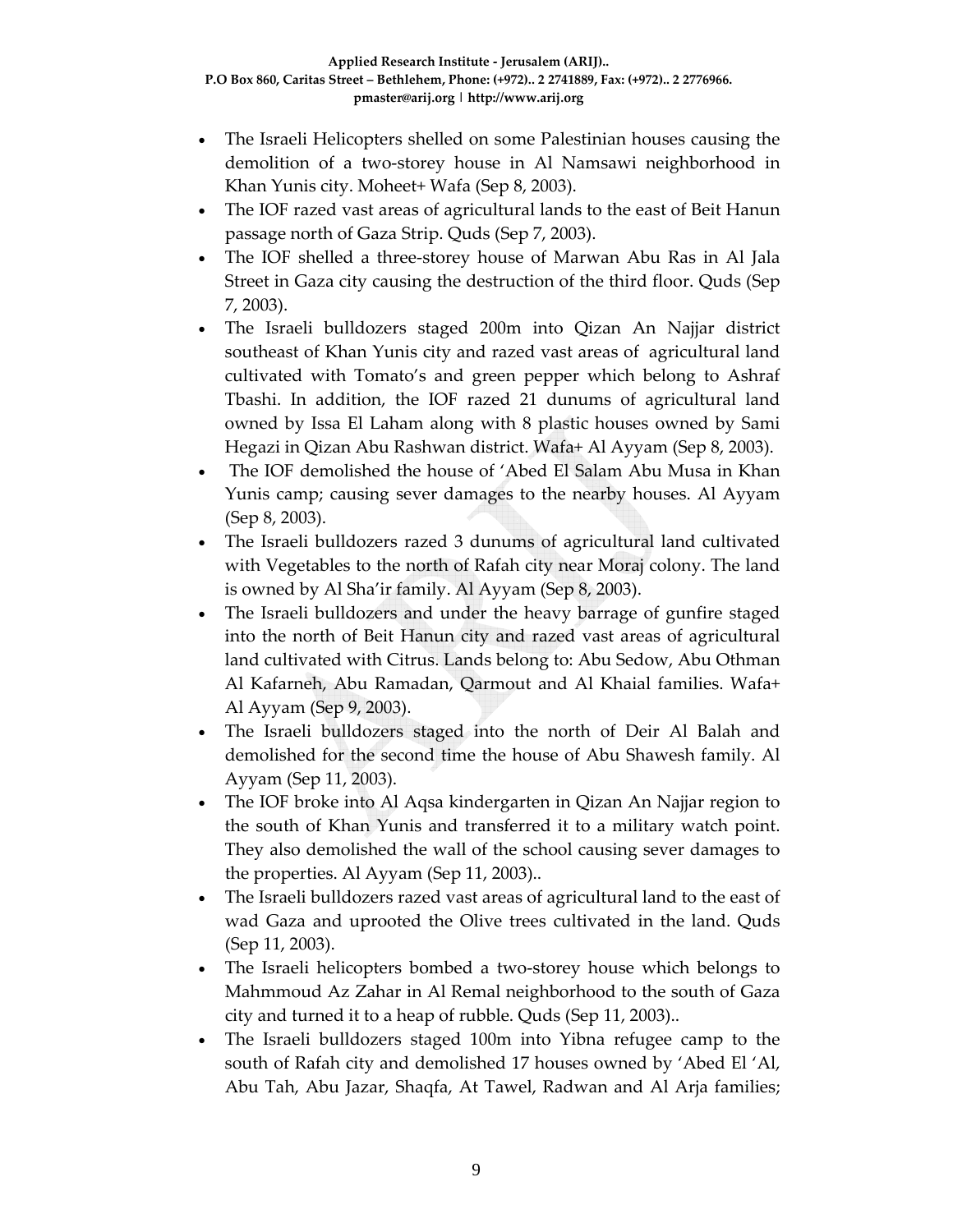- The Israeli Helicopters shelled on some Palestinian houses causing the demolition of a two-storey house in Al Namsawi neighborhood in Khan Yunis city. Moheet+ Wafa (Sep 8, 2003).
- The IOF razed vast areas of agricultural lands to the east of Beit Hanun passage north of Gaza Strip. Quds (Sep 7, 2003).
- The IOF shelled a three-storey house of Marwan Abu Ras in Al Jala Street in Gaza city causing the destruction of the third floor. Quds (Sep 7, 2003).
- The Israeli bulldozers staged 200m into Qizan An Najjar district southeast of Khan Yunis city and razed vast areas of agricultural land cultivated with Tomato's and green pepper which belong to Ashraf Tbashi. In addition, the IOF razed 21 dunums of agricultural land owned by Issa El Laham along with 8 plastic houses owned by Sami Hegazi in Qizan Abu Rashwan district. Wafa+ Al Ayyam (Sep 8, 2003).
- The IOF demolished the house of 'Abed El Salam Abu Musa in Khan Yunis camp; causing sever damages to the nearby houses. Al Ayyam (Sep 8, 2003).
- The Israeli bulldozers razed 3 dunums of agricultural land cultivated with Vegetables to the north of Rafah city near Moraj colony. The land is owned by Al Sha'ir family. Al Ayyam (Sep 8, 2003).
- The Israeli bulldozers and under the heavy barrage of gunfire staged into the north of Beit Hanun city and razed vast areas of agricultural land cultivated with Citrus. Lands belong to: Abu Sedow, Abu Othman Al Kafarneh, Abu Ramadan, Qarmout and Al Khaial families. Wafa+ Al Ayyam (Sep 9, 2003).
- The Israeli bulldozers staged into the north of Deir Al Balah and demolished for the second time the house of Abu Shawesh family. Al Ayyam (Sep 11, 2003).
- The IOF broke into Al Aqsa kindergarten in Qizan An Najjar region to the south of Khan Yunis and transferred it to a military watch point. They also demolished the wall of the school causing sever damages to the properties. Al Ayyam (Sep 11, 2003)..
- The Israeli bulldozers razed vast areas of agricultural land to the east of wad Gaza and uprooted the Olive trees cultivated in the land. Quds (Sep 11, 2003).
- The Israeli helicopters bombed a two-storey house which belongs to Mahmmoud Az Zahar in Al Remal neighborhood to the south of Gaza city and turned it to a heap of rubble. Quds (Sep 11, 2003)..
- The Israeli bulldozers staged 100m into Yibna refugee camp to the south of Rafah city and demolished 17 houses owned by 'Abed El 'Al, Abu Tah, Abu Jazar, Shaqfa, At Tawel, Radwan and Al Arja families;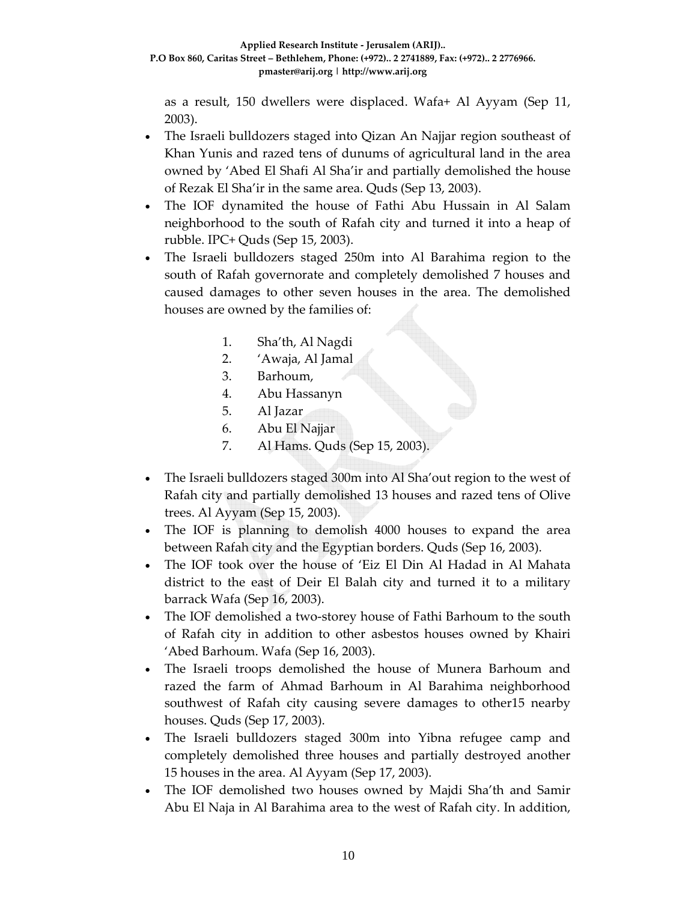as a result, 150 dwellers were displaced. Wafa+ Al Ayyam (Sep 11, 2003).

- The Israeli bulldozers staged into Qizan An Najjar region southeast of Khan Yunis and razed tens of dunums of agricultural land in the area owned by 'Abed El Shafi Al Sha'ir and partially demolished the house of Rezak El Sha'ir in the same area. Quds (Sep 13, 2003).
- The IOF dynamited the house of Fathi Abu Hussain in Al Salam neighborhood to the south of Rafah city and turned it into a heap of rubble. IPC+ Quds (Sep 15, 2003).
- The Israeli bulldozers staged 250m into Al Barahima region to the south of Rafah governorate and completely demolished 7 houses and caused damages to other seven houses in the area. The demolished houses are owned by the families of:

    1. Sha'th, Al Nagdi
    2. 'Awaja, Al Jamal
    3. Barhoum,
    4. Abu Hassanyn
    5. Al Jazar
    6. Abu El Najjar
    7. Al Hams. Quds (Sep 15, 2003).

- The Israeli bulldozers staged 300m into Al Sha'out region to the west of Rafah city and partially demolished 13 houses and razed tens of Olive trees. Al Ayyam (Sep 15, 2003).
- The IOF is planning to demolish 4000 houses to expand the area between Rafah city and the Egyptian borders. Quds (Sep 16, 2003).
- The IOF took over the house of 'Eiz El Din Al Hadad in Al Mahata district to the east of Deir El Balah city and turned it to a military barrack Wafa (Sep 16, 2003).
- The IOF demolished a two-storey house of Fathi Barhoum to the south of Rafah city in addition to other asbestos houses owned by Khairi 'Abed Barhoum. Wafa (Sep 16, 2003).
- The Israeli troops demolished the house of Munera Barhoum and razed the farm of Ahmad Barhoum in Al Barahima neighborhood southwest of Rafah city causing severe damages to other15 nearby houses. Quds (Sep 17, 2003).
- The Israeli bulldozers staged 300m into Yibna refugee camp and completely demolished three houses and partially destroyed another 15 houses in the area. Al Ayyam (Sep 17, 2003).
- The IOF demolished two houses owned by Majdi Sha'th and Samir Abu El Naja in Al Barahima area to the west of Rafah city. In addition,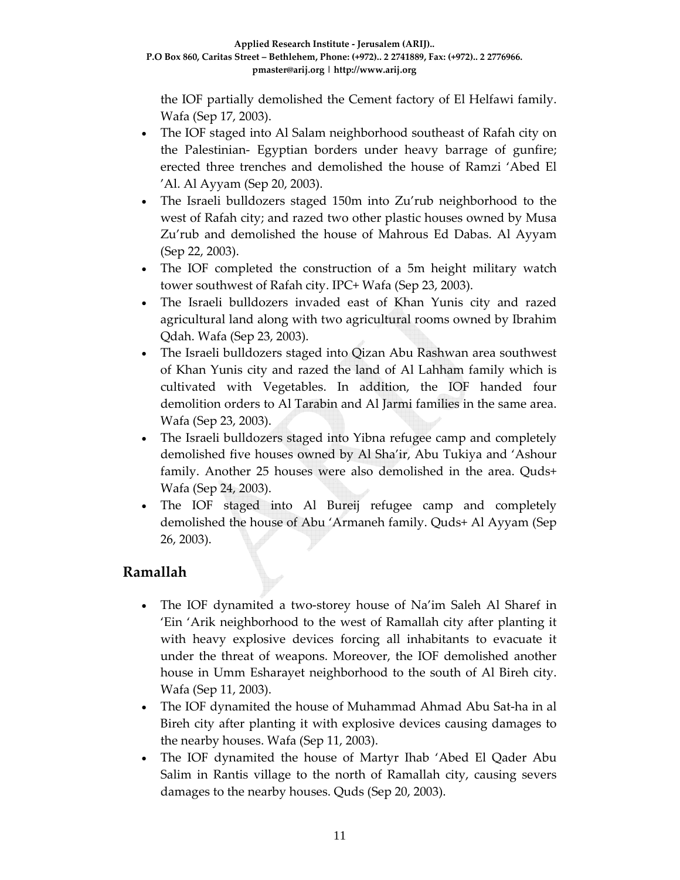the IOF partially demolished the Cement factory of El Helfawi family. Wafa (Sep 17, 2003).

- The IOF staged into Al Salam neighborhood southeast of Rafah city on the Palestinian- Egyptian borders under heavy barrage of gunfire; erected three trenches and demolished the house of Ramzi 'Abed El 'Al. Al Ayyam (Sep 20, 2003).
- The Israeli bulldozers staged 150m into Zu'rub neighborhood to the west of Rafah city; and razed two other plastic houses owned by Musa Zu'rub and demolished the house of Mahrous Ed Dabas. Al Ayyam (Sep 22, 2003).
- The IOF completed the construction of a 5m height military watch tower southwest of Rafah city. IPC+ Wafa (Sep 23, 2003).
- The Israeli bulldozers invaded east of Khan Yunis city and razed agricultural land along with two agricultural rooms owned by Ibrahim Qdah. Wafa (Sep 23, 2003).
- The Israeli bulldozers staged into Qizan Abu Rashwan area southwest of Khan Yunis city and razed the land of Al Lahham family which is cultivated with Vegetables. In addition, the IOF handed four demolition orders to Al Tarabin and Al Jarmi families in the same area. Wafa (Sep 23, 2003).
- The Israeli bulldozers staged into Yibna refugee camp and completely demolished five houses owned by Al Sha'ir, Abu Tukiya and 'Ashour family. Another 25 houses were also demolished in the area. Quds+ Wafa (Sep 24, 2003).
- The IOF staged into Al Bureij refugee camp and completely demolished the house of Abu 'Armaneh family. Quds+ Al Ayyam (Sep 26, 2003).

## Ramallah

- The IOF dynamited a two-storey house of Na'im Saleh Al Sharef in 'Ein 'Arik neighborhood to the west of Ramallah city after planting it with heavy explosive devices forcing all inhabitants to evacuate it under the threat of weapons. Moreover, the IOF demolished another house in Umm Esharayet neighborhood to the south of Al Bireh city. Wafa (Sep 11, 2003).
- The IOF dynamited the house of Muhammad Ahmad Abu Sat-ha in al Bireh city after planting it with explosive devices causing damages to the nearby houses. Wafa (Sep 11, 2003).
- The IOF dynamited the house of Martyr Ihab 'Abed El Qader Abu Salim in Rantis village to the north of Ramallah city, causing severs damages to the nearby houses. Quds (Sep 20, 2003).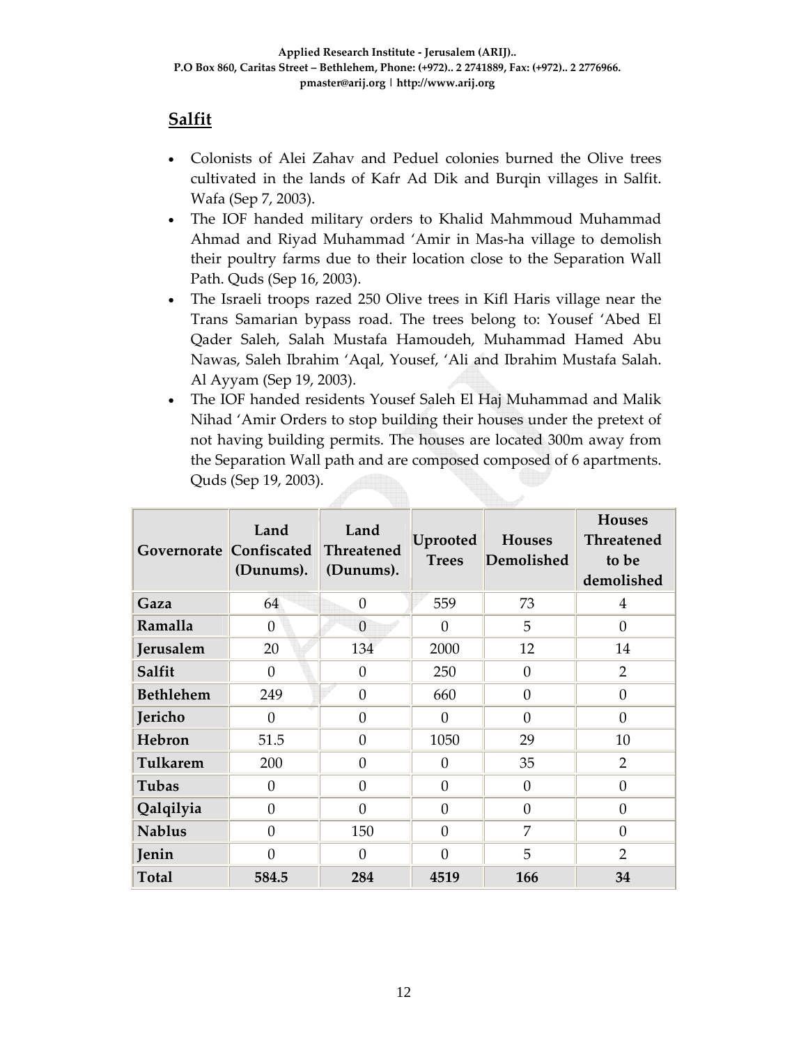## Salfit

- Colonists of Alei Zahav and Peduel colonies burned the Olive trees cultivated in the lands of Kafr Ad Dik and Burqin villages in Salfit. Wafa (Sep 7, 2003).
- The IOF handed military orders to Khalid Mahmmoud Muhammad Ahmad and Riyad Muhammad 'Amir in Mas-ha village to demolish their poultry farms due to their location close to the Separation Wall Path. Quds (Sep 16, 2003).
- The Israeli troops razed 250 Olive trees in Kifl Haris village near the Trans Samarian bypass road. The trees belong to: Yousef 'Abed El Qader Saleh, Salah Mustafa Hamoudeh, Muhammad Hamed Abu Nawas, Saleh Ibrahim 'Aqal, Yousef, 'Ali and Ibrahim Mustafa Salah. Al Ayyam (Sep 19, 2003).
- The IOF handed residents Yousef Saleh El Haj Muhammad and Malik Nihad 'Amir Orders to stop building their houses under the pretext of not having building permits. The houses are located 300m away from the Separation Wall path and are composed composed of 6 apartments. Quds (Sep 19, 2003).

| Governorate | Land Confiscated (Dunums). | Land Threatened (Dunums). | Uprooted Trees | Houses Demolished | Houses Threatened to be demolished |
|---|---|---|---|---|---|
| **Gaza** | 64 | 0 | 559 | 73 | 4 |
| **Ramalla** | 0 | 0 | 0 | 5 | 0 |
| **Jerusalem** | 20 | 134 | 2000 | 12 | 14 |
| **Salfit** | 0 | 0 | 250 | 0 | 2 |
| **Bethlehem** | 249 | 0 | 660 | 0 | 0 |
| **Jericho** | 0 | 0 | 0 | 0 | 0 |
| **Hebron** | 51.5 | 0 | 1050 | 29 | 10 |
| **Tulkarem** | 200 | 0 | 0 | 35 | 2 |
| **Tubas** | 0 | 0 | 0 | 0 | 0 |
| **Qalqilyia** | 0 | 0 | 0 | 0 | 0 |
| **Nablus** | 0 | 150 | 0 | 7 | 0 |
| **Jenin** | 0 | 0 | 0 | 5 | 2 |
| **Total** | **584.5** | **284** | **4519** | **166** | **34** |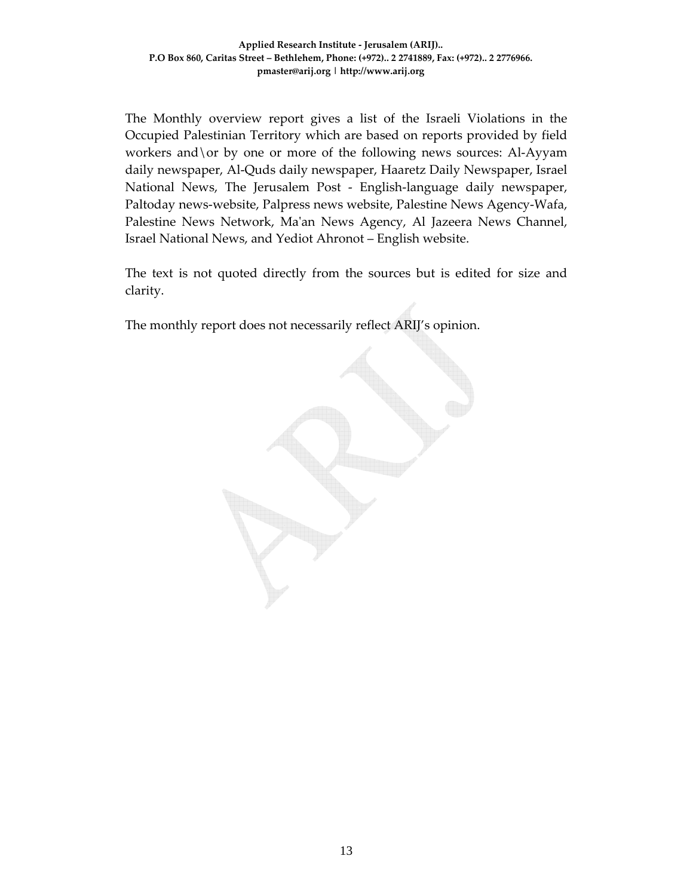The Monthly overview report gives a list of the Israeli Violations in the Occupied Palestinian Territory which are based on reports provided by field workers and\or by one or more of the following news sources: Al-Ayyam daily newspaper, Al-Quds daily newspaper, Haaretz Daily Newspaper, Israel National News, The Jerusalem Post - English-language daily newspaper, Paltoday news-website, Palpress news website, Palestine News Agency-Wafa, Palestine News Network, Ma'an News Agency, Al Jazeera News Channel, Israel National News, and Yediot Ahronot – English website.

The text is not quoted directly from the sources but is edited for size and clarity.

The monthly report does not necessarily reflect ARIJ's opinion.